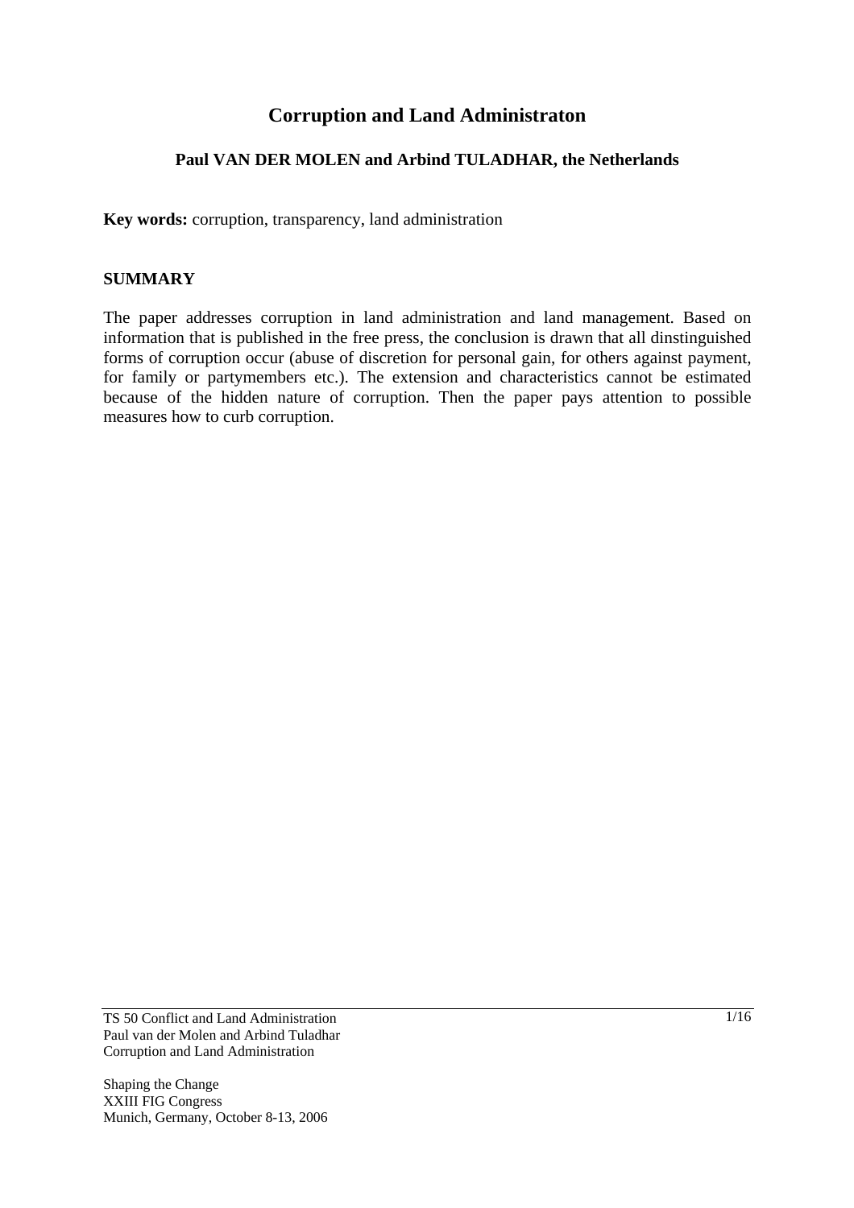# Corruption and Land Administraton

### Paul VAN DER MOLEN and Arbind TULADHAR, the Netherlands

**Key words:** corruption, transparency, land administration

## SUMMARY

The paper addresses corruption in land administration and land management. Based on information that is published in the free press, the conclusion is drawn that all dinstinguished forms of corruption occur (abuse of discretion for personal gain, for others against payment, for family or partymembers etc.). The extension and characteristics cannot be estimated because of the hidden nature of corruption. Then the paper pays attention to possible measures how to curb corruption.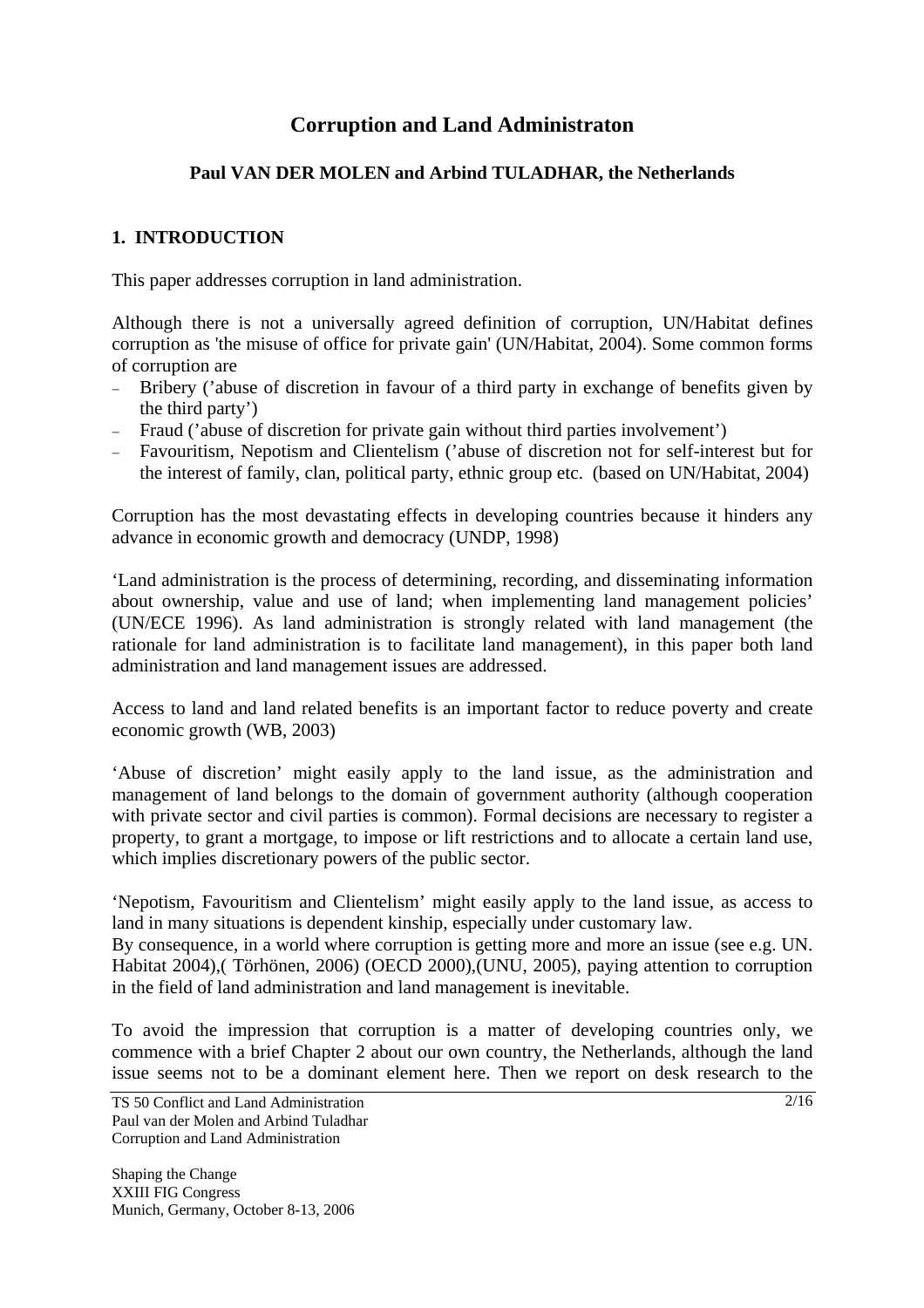# Corruption and Land Administraton

## Paul VAN DER MOLEN and Arbind TULADHAR, the Netherlands

## 1. INTRODUCTION

This paper addresses corruption in land administration.

Although there is not a universally agreed definition of corruption, UN/Habitat defines corruption as 'the misuse of office for private gain' (UN/Habitat, 2004). Some common forms of corruption are

- Bribery ('abuse of discretion in favour of a third party in exchange of benefits given by the third party')
- Fraud ('abuse of discretion for private gain without third parties involvement')
- Favouritism, Nepotism and Clientelism ('abuse of discretion not for self-interest but for the interest of family, clan, political party, ethnic group etc. (based on UN/Habitat, 2004)

Corruption has the most devastating effects in developing countries because it hinders any advance in economic growth and democracy (UNDP, 1998)

'Land administration is the process of determining, recording, and disseminating information about ownership, value and use of land; when implementing land management policies' (UN/ECE 1996). As land administration is strongly related with land management (the rationale for land administration is to facilitate land management), in this paper both land administration and land management issues are addressed.

Access to land and land related benefits is an important factor to reduce poverty and create economic growth (WB, 2003)

'Abuse of discretion' might easily apply to the land issue, as the administration and management of land belongs to the domain of government authority (although cooperation with private sector and civil parties is common). Formal decisions are necessary to register a property, to grant a mortgage, to impose or lift restrictions and to allocate a certain land use, which implies discretionary powers of the public sector.

'Nepotism, Favouritism and Clientelism' might easily apply to the land issue, as access to land in many situations is dependent kinship, especially under customary law.
By consequence, in a world where corruption is getting more and more an issue (see e.g. UN. Habitat 2004),( Törhönen, 2006) (OECD 2000),(UNU, 2005), paying attention to corruption in the field of land administration and land management is inevitable.

To avoid the impression that corruption is a matter of developing countries only, we commence with a brief Chapter 2 about our own country, the Netherlands, although the land issue seems not to be a dominant element here. Then we report on desk research to the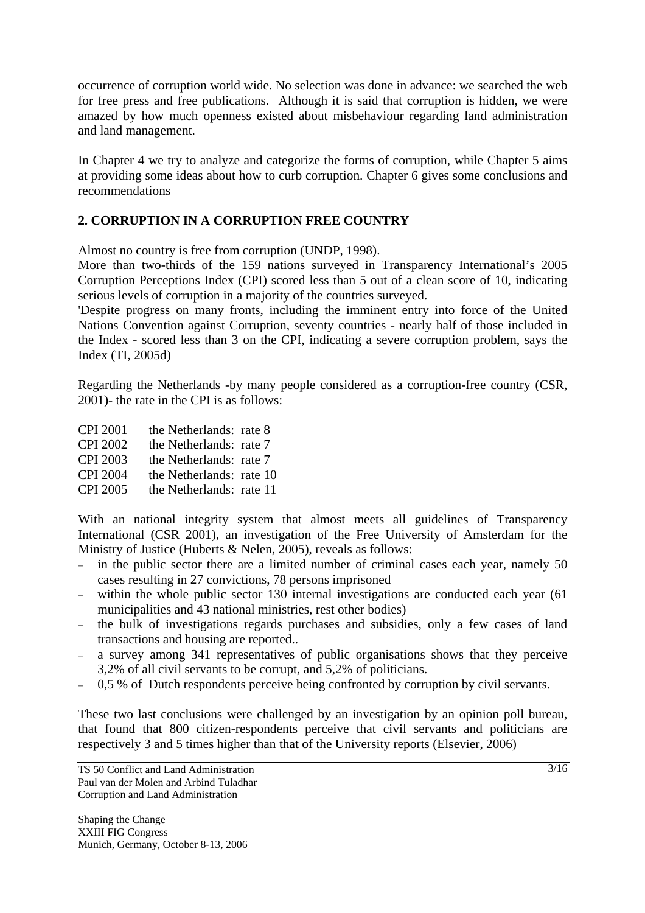occurrence of corruption world wide. No selection was done in advance: we searched the web for free press and free publications. Although it is said that corruption is hidden, we were amazed by how much openness existed about misbehaviour regarding land administration and land management.

In Chapter 4 we try to analyze and categorize the forms of corruption, while Chapter 5 aims at providing some ideas about how to curb corruption. Chapter 6 gives some conclusions and recommendations

## 2. CORRUPTION IN A CORRUPTION FREE COUNTRY

Almost no country is free from corruption (UNDP, 1998).
More than two-thirds of the 159 nations surveyed in Transparency International's 2005 Corruption Perceptions Index (CPI) scored less than 5 out of a clean score of 10, indicating serious levels of corruption in a majority of the countries surveyed.
'Despite progress on many fronts, including the imminent entry into force of the United Nations Convention against Corruption, seventy countries - nearly half of those included in the Index - scored less than 3 on the CPI, indicating a severe corruption problem, says the Index (TI, 2005d)

Regarding the Netherlands -by many people considered as a corruption-free country (CSR, 2001)- the rate in the CPI is as follows:

CPI 2001 the Netherlands: rate 8
CPI 2002 the Netherlands: rate 7
CPI 2003 the Netherlands: rate 7
CPI 2004 the Netherlands: rate 10
CPI 2005 the Netherlands: rate 11

With an national integrity system that almost meets all guidelines of Transparency International (CSR 2001), an investigation of the Free University of Amsterdam for the Ministry of Justice (Huberts & Nelen, 2005), reveals as follows:

- in the public sector there are a limited number of criminal cases each year, namely 50 cases resulting in 27 convictions, 78 persons imprisoned
- within the whole public sector 130 internal investigations are conducted each year (61 municipalities and 43 national ministries, rest other bodies)
- the bulk of investigations regards purchases and subsidies, only a few cases of land transactions and housing are reported..
- a survey among 341 representatives of public organisations shows that they perceive 3,2% of all civil servants to be corrupt, and 5,2% of politicians.
- 0,5 % of Dutch respondents perceive being confronted by corruption by civil servants.

These two last conclusions were challenged by an investigation by an opinion poll bureau, that found that 800 citizen-respondents perceive that civil servants and politicians are respectively 3 and 5 times higher than that of the University reports (Elsevier, 2006)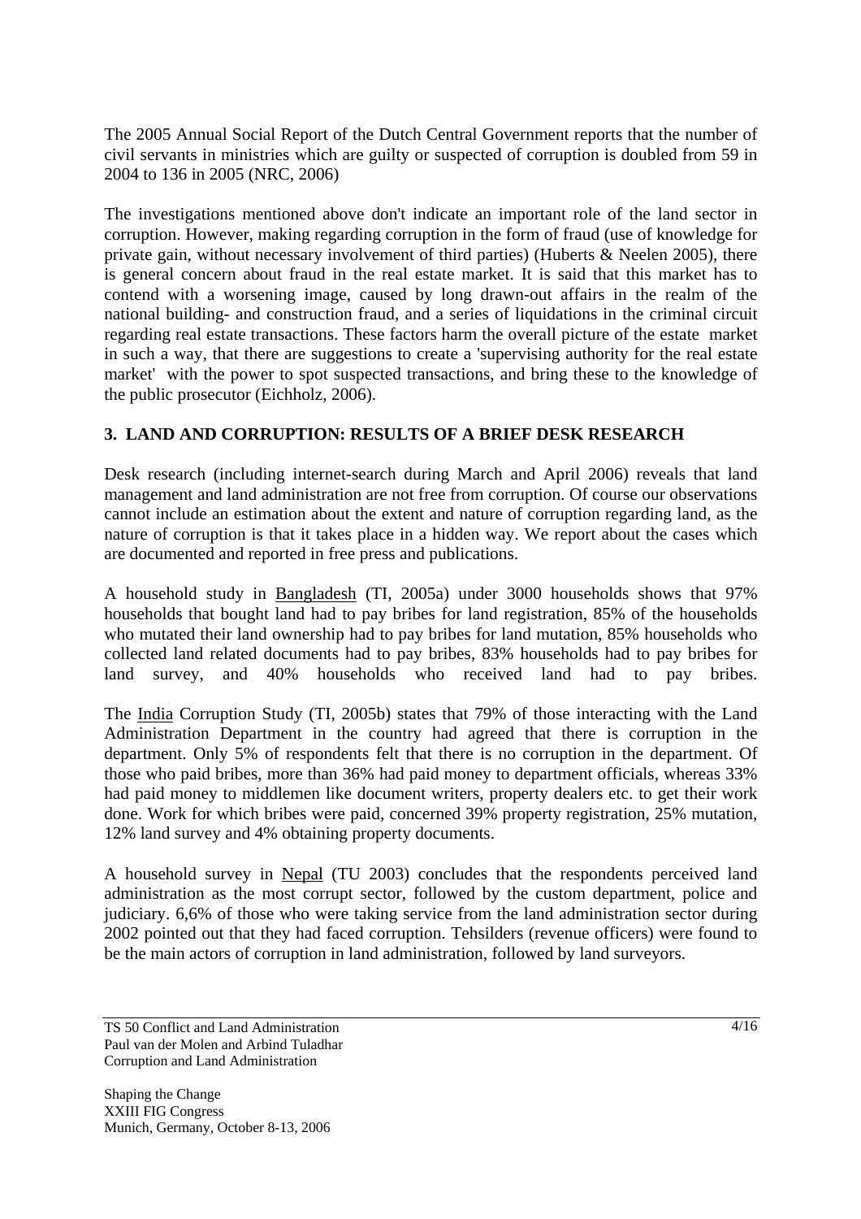The 2005 Annual Social Report of the Dutch Central Government reports that the number of civil servants in ministries which are guilty or suspected of corruption is doubled from 59 in 2004 to 136 in 2005 (NRC, 2006)

The investigations mentioned above don't indicate an important role of the land sector in corruption. However, making regarding corruption in the form of fraud (use of knowledge for private gain, without necessary involvement of third parties) (Huberts & Neelen 2005), there is general concern about fraud in the real estate market. It is said that this market has to contend with a worsening image, caused by long drawn-out affairs in the realm of the national building- and construction fraud, and a series of liquidations in the criminal circuit regarding real estate transactions. These factors harm the overall picture of the estate market in such a way, that there are suggestions to create a 'supervising authority for the real estate market' with the power to spot suspected transactions, and bring these to the knowledge of the public prosecutor (Eichholz, 2006).

## 3. LAND AND CORRUPTION: RESULTS OF A BRIEF DESK RESEARCH

Desk research (including internet-search during March and April 2006) reveals that land management and land administration are not free from corruption. Of course our observations cannot include an estimation about the extent and nature of corruption regarding land, as the nature of corruption is that it takes place in a hidden way. We report about the cases which are documented and reported in free press and publications.

A household study in Bangladesh (TI, 2005a) under 3000 households shows that 97% households that bought land had to pay bribes for land registration, 85% of the households who mutated their land ownership had to pay bribes for land mutation, 85% households who collected land related documents had to pay bribes, 83% households had to pay bribes for land survey, and 40% households who received land had to pay bribes.

The India Corruption Study (TI, 2005b) states that 79% of those interacting with the Land Administration Department in the country had agreed that there is corruption in the department. Only 5% of respondents felt that there is no corruption in the department. Of those who paid bribes, more than 36% had paid money to department officials, whereas 33% had paid money to middlemen like document writers, property dealers etc. to get their work done. Work for which bribes were paid, concerned 39% property registration, 25% mutation, 12% land survey and 4% obtaining property documents.

A household survey in Nepal (TU 2003) concludes that the respondents perceived land administration as the most corrupt sector, followed by the custom department, police and judiciary. 6,6% of those who were taking service from the land administration sector during 2002 pointed out that they had faced corruption. Tehsilders (revenue officers) were found to be the main actors of corruption in land administration, followed by land surveyors.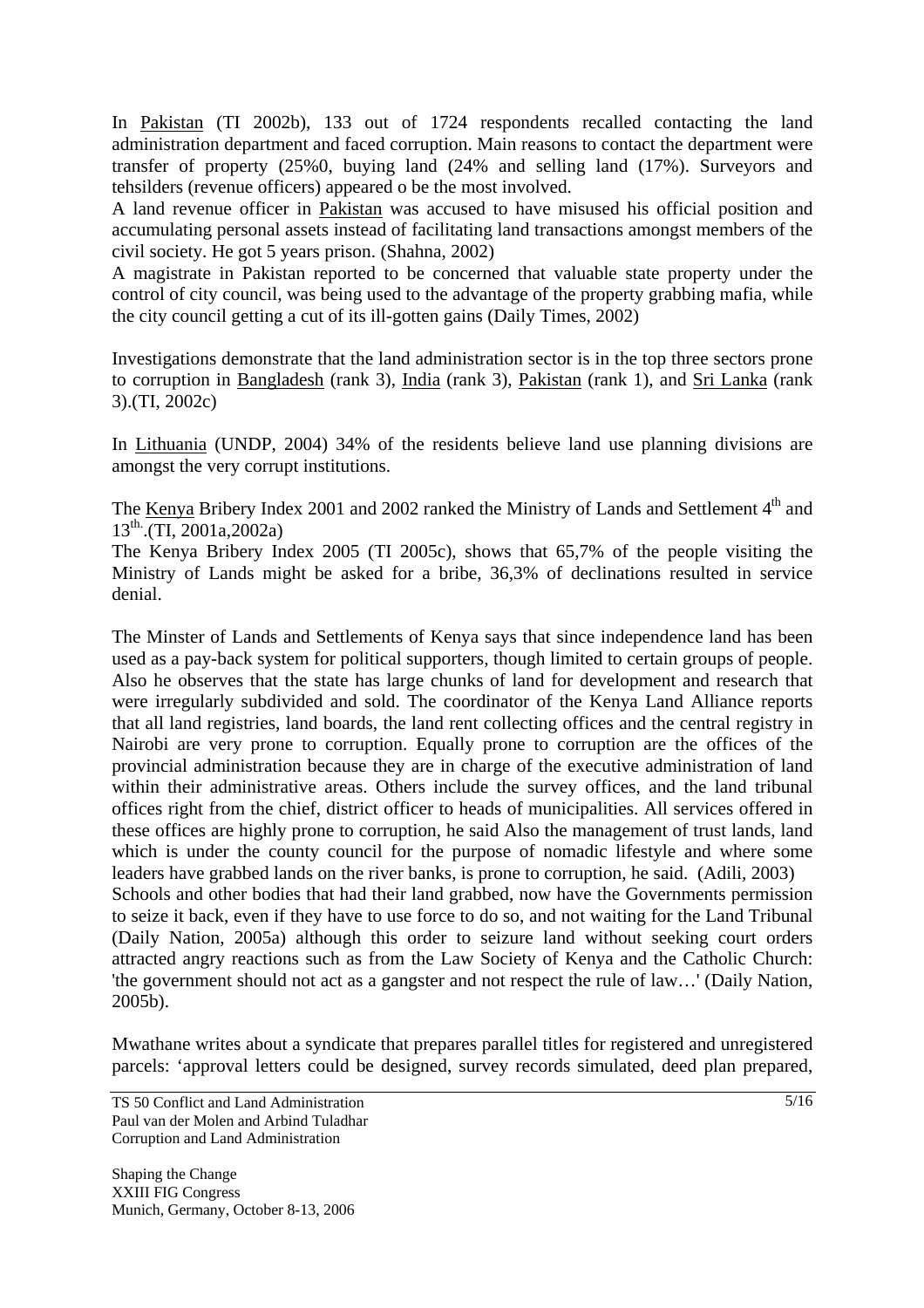In Pakistan (TI 2002b), 133 out of 1724 respondents recalled contacting the land administration department and faced corruption. Main reasons to contact the department were transfer of property (25%0, buying land (24% and selling land (17%). Surveyors and tehsilders (revenue officers) appeared o be the most involved.
A land revenue officer in Pakistan was accused to have misused his official position and accumulating personal assets instead of facilitating land transactions amongst members of the civil society. He got 5 years prison. (Shahna, 2002)
A magistrate in Pakistan reported to be concerned that valuable state property under the control of city council, was being used to the advantage of the property grabbing mafia, while the city council getting a cut of its ill-gotten gains (Daily Times, 2002)

Investigations demonstrate that the land administration sector is in the top three sectors prone to corruption in Bangladesh (rank 3), India (rank 3), Pakistan (rank 1), and Sri Lanka (rank 3).(TI, 2002c)

In Lithuania (UNDP, 2004) 34% of the residents believe land use planning divisions are amongst the very corrupt institutions.

The Kenya Bribery Index 2001 and 2002 ranked the Ministry of Lands and Settlement 4th and 13th.(TI, 2001a,2002a)
The Kenya Bribery Index 2005 (TI 2005c), shows that 65,7% of the people visiting the Ministry of Lands might be asked for a bribe, 36,3% of declinations resulted in service denial.

The Minster of Lands and Settlements of Kenya says that since independence land has been used as a pay-back system for political supporters, though limited to certain groups of people. Also he observes that the state has large chunks of land for development and research that were irregularly subdivided and sold. The coordinator of the Kenya Land Alliance reports that all land registries, land boards, the land rent collecting offices and the central registry in Nairobi are very prone to corruption. Equally prone to corruption are the offices of the provincial administration because they are in charge of the executive administration of land within their administrative areas. Others include the survey offices, and the land tribunal offices right from the chief, district officer to heads of municipalities. All services offered in these offices are highly prone to corruption, he said Also the management of trust lands, land which is under the county council for the purpose of nomadic lifestyle and where some leaders have grabbed lands on the river banks, is prone to corruption, he said. (Adili, 2003)
Schools and other bodies that had their land grabbed, now have the Governments permission to seize it back, even if they have to use force to do so, and not waiting for the Land Tribunal (Daily Nation, 2005a) although this order to seizure land without seeking court orders attracted angry reactions such as from the Law Society of Kenya and the Catholic Church: 'the government should not act as a gangster and not respect the rule of law…' (Daily Nation, 2005b).

Mwathane writes about a syndicate that prepares parallel titles for registered and unregistered parcels: 'approval letters could be designed, survey records simulated, deed plan prepared,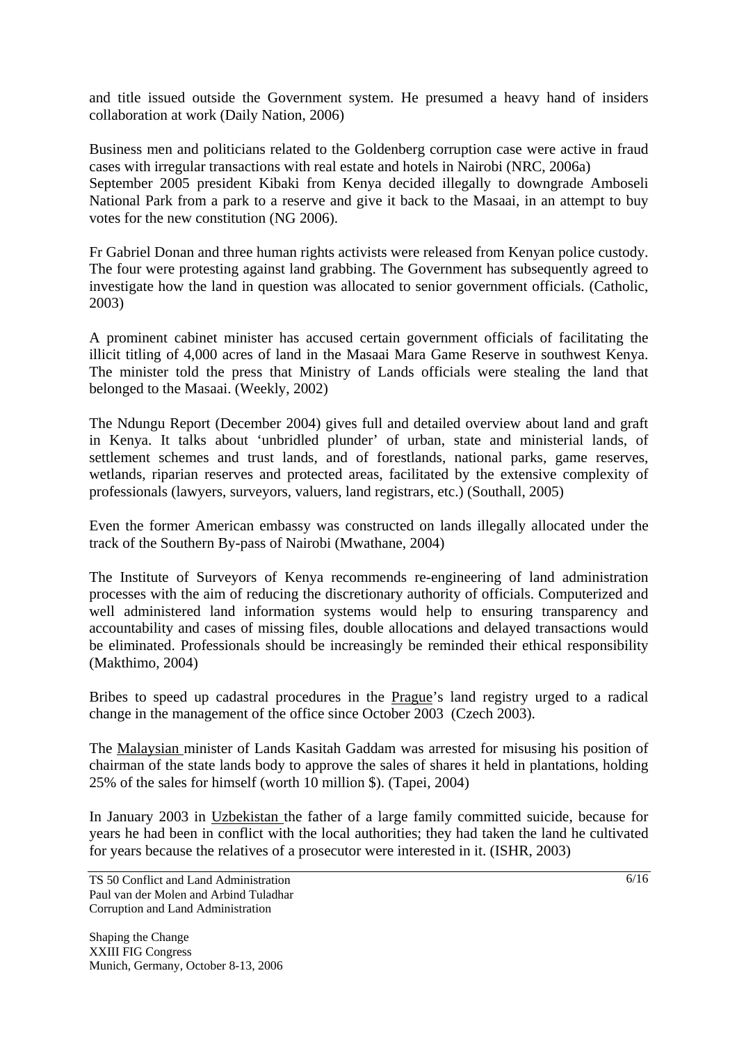and title issued outside the Government system. He presumed a heavy hand of insiders collaboration at work (Daily Nation, 2006)

Business men and politicians related to the Goldenberg corruption case were active in fraud cases with irregular transactions with real estate and hotels in Nairobi (NRC, 2006a)
September 2005 president Kibaki from Kenya decided illegally to downgrade Amboseli National Park from a park to a reserve and give it back to the Masaai, in an attempt to buy votes for the new constitution (NG 2006).

Fr Gabriel Donan and three human rights activists were released from Kenyan police custody. The four were protesting against land grabbing. The Government has subsequently agreed to investigate how the land in question was allocated to senior government officials. (Catholic, 2003)

A prominent cabinet minister has accused certain government officials of facilitating the illicit titling of 4,000 acres of land in the Masaai Mara Game Reserve in southwest Kenya. The minister told the press that Ministry of Lands officials were stealing the land that belonged to the Masaai. (Weekly, 2002)

The Ndungu Report (December 2004) gives full and detailed overview about land and graft in Kenya. It talks about 'unbridled plunder' of urban, state and ministerial lands, of settlement schemes and trust lands, and of forestlands, national parks, game reserves, wetlands, riparian reserves and protected areas, facilitated by the extensive complexity of professionals (lawyers, surveyors, valuers, land registrars, etc.) (Southall, 2005)

Even the former American embassy was constructed on lands illegally allocated under the track of the Southern By-pass of Nairobi (Mwathane, 2004)

The Institute of Surveyors of Kenya recommends re-engineering of land administration processes with the aim of reducing the discretionary authority of officials. Computerized and well administered land information systems would help to ensuring transparency and accountability and cases of missing files, double allocations and delayed transactions would be eliminated. Professionals should be increasingly be reminded their ethical responsibility (Makthimo, 2004)

Bribes to speed up cadastral procedures in the Prague's land registry urged to a radical change in the management of the office since October 2003 (Czech 2003).

The Malaysian minister of Lands Kasitah Gaddam was arrested for misusing his position of chairman of the state lands body to approve the sales of shares it held in plantations, holding 25% of the sales for himself (worth 10 million $). (Tapei, 2004)

In January 2003 in Uzbekistan the father of a large family committed suicide, because for years he had been in conflict with the local authorities; they had taken the land he cultivated for years because the relatives of a prosecutor were interested in it. (ISHR, 2003)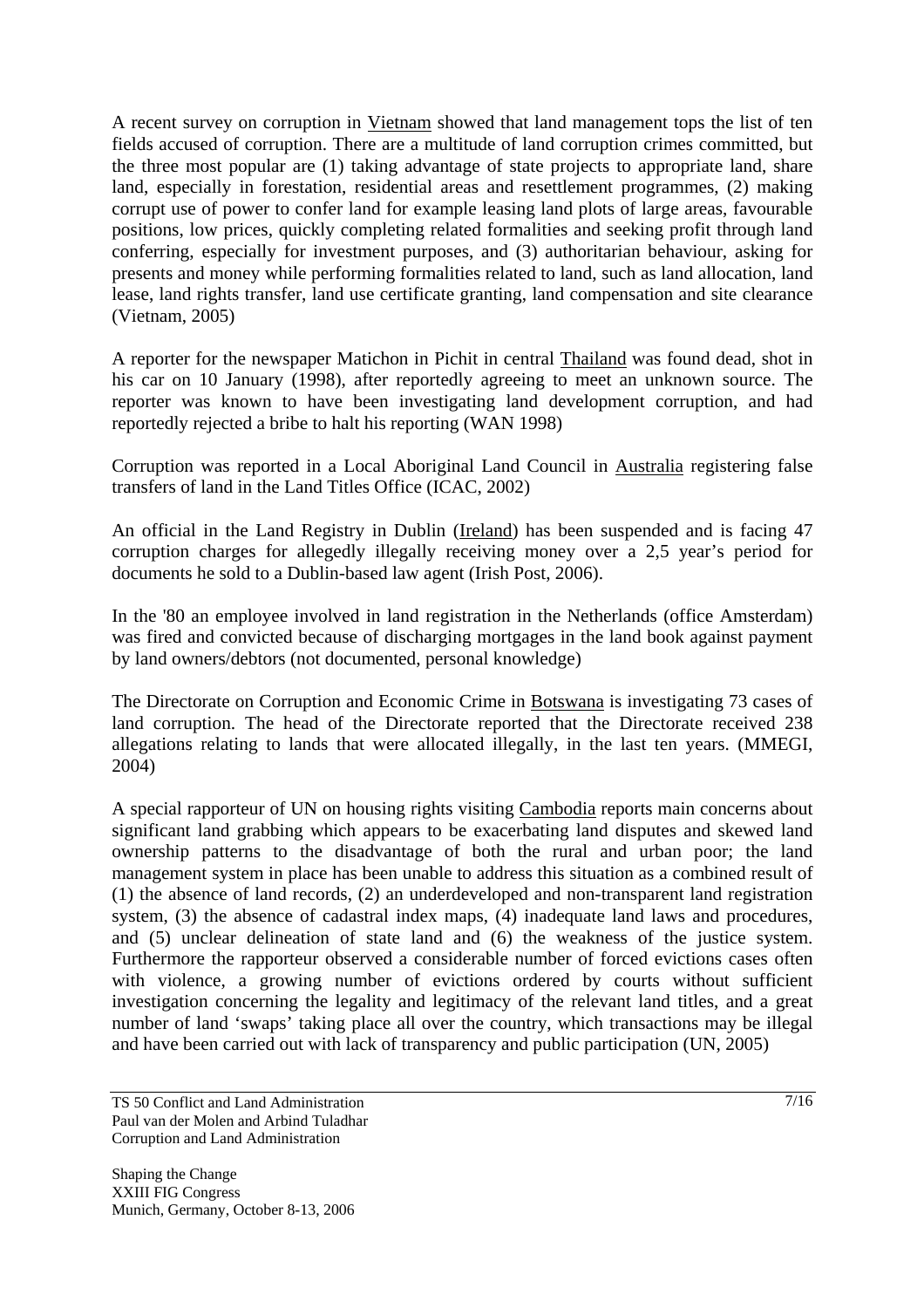A recent survey on corruption in Vietnam showed that land management tops the list of ten fields accused of corruption. There are a multitude of land corruption crimes committed, but the three most popular are (1) taking advantage of state projects to appropriate land, share land, especially in forestation, residential areas and resettlement programmes, (2) making corrupt use of power to confer land for example leasing land plots of large areas, favourable positions, low prices, quickly completing related formalities and seeking profit through land conferring, especially for investment purposes, and (3) authoritarian behaviour, asking for presents and money while performing formalities related to land, such as land allocation, land lease, land rights transfer, land use certificate granting, land compensation and site clearance (Vietnam, 2005)

A reporter for the newspaper Matichon in Pichit in central Thailand was found dead, shot in his car on 10 January (1998), after reportedly agreeing to meet an unknown source. The reporter was known to have been investigating land development corruption, and had reportedly rejected a bribe to halt his reporting (WAN 1998)

Corruption was reported in a Local Aboriginal Land Council in Australia registering false transfers of land in the Land Titles Office (ICAC, 2002)

An official in the Land Registry in Dublin (Ireland) has been suspended and is facing 47 corruption charges for allegedly illegally receiving money over a 2,5 year's period for documents he sold to a Dublin-based law agent (Irish Post, 2006).

In the '80 an employee involved in land registration in the Netherlands (office Amsterdam) was fired and convicted because of discharging mortgages in the land book against payment by land owners/debtors (not documented, personal knowledge)

The Directorate on Corruption and Economic Crime in Botswana is investigating 73 cases of land corruption. The head of the Directorate reported that the Directorate received 238 allegations relating to lands that were allocated illegally, in the last ten years. (MMEGI, 2004)

A special rapporteur of UN on housing rights visiting Cambodia reports main concerns about significant land grabbing which appears to be exacerbating land disputes and skewed land ownership patterns to the disadvantage of both the rural and urban poor; the land management system in place has been unable to address this situation as a combined result of (1) the absence of land records, (2) an underdeveloped and non-transparent land registration system, (3) the absence of cadastral index maps, (4) inadequate land laws and procedures, and (5) unclear delineation of state land and (6) the weakness of the justice system. Furthermore the rapporteur observed a considerable number of forced evictions cases often with violence, a growing number of evictions ordered by courts without sufficient investigation concerning the legality and legitimacy of the relevant land titles, and a great number of land 'swaps' taking place all over the country, which transactions may be illegal and have been carried out with lack of transparency and public participation (UN, 2005)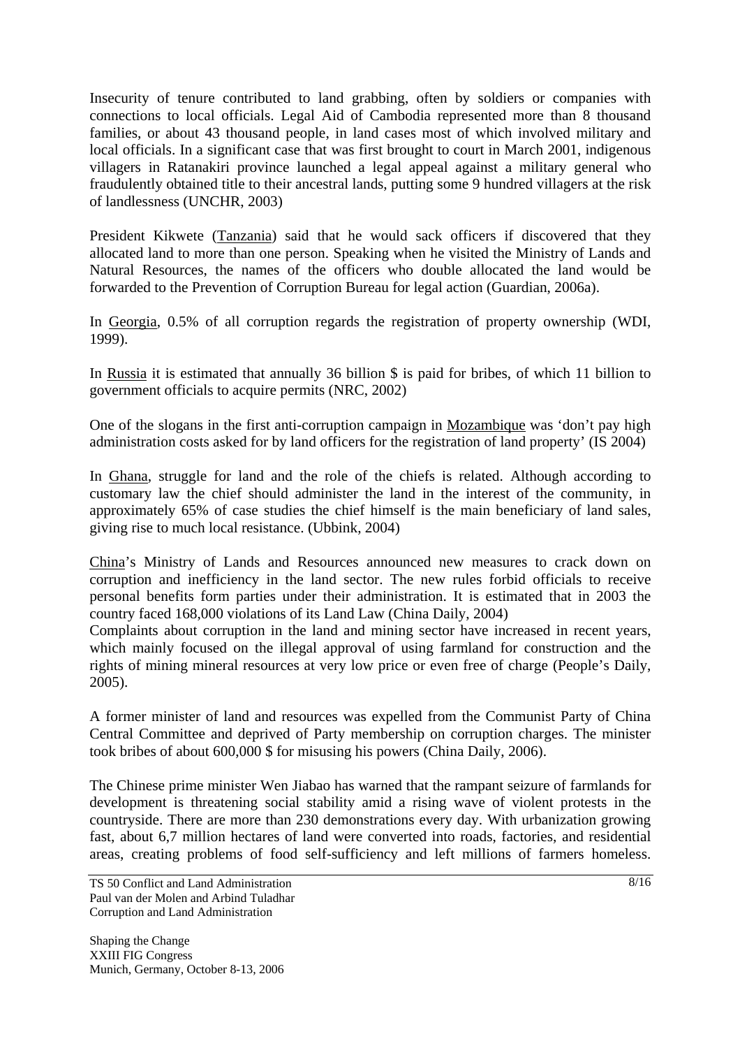Insecurity of tenure contributed to land grabbing, often by soldiers or companies with connections to local officials. Legal Aid of Cambodia represented more than 8 thousand families, or about 43 thousand people, in land cases most of which involved military and local officials. In a significant case that was first brought to court in March 2001, indigenous villagers in Ratanakiri province launched a legal appeal against a military general who fraudulently obtained title to their ancestral lands, putting some 9 hundred villagers at the risk of landlessness (UNCHR, 2003)

President Kikwete (Tanzania) said that he would sack officers if discovered that they allocated land to more than one person. Speaking when he visited the Ministry of Lands and Natural Resources, the names of the officers who double allocated the land would be forwarded to the Prevention of Corruption Bureau for legal action (Guardian, 2006a).

In Georgia, 0.5% of all corruption regards the registration of property ownership (WDI, 1999).

In Russia it is estimated that annually 36 billion $ is paid for bribes, of which 11 billion to government officials to acquire permits (NRC, 2002)

One of the slogans in the first anti-corruption campaign in Mozambique was 'don't pay high administration costs asked for by land officers for the registration of land property' (IS 2004)

In Ghana, struggle for land and the role of the chiefs is related. Although according to customary law the chief should administer the land in the interest of the community, in approximately 65% of case studies the chief himself is the main beneficiary of land sales, giving rise to much local resistance. (Ubbink, 2004)

China's Ministry of Lands and Resources announced new measures to crack down on corruption and inefficiency in the land sector. The new rules forbid officials to receive personal benefits form parties under their administration. It is estimated that in 2003 the country faced 168,000 violations of its Land Law (China Daily, 2004)
Complaints about corruption in the land and mining sector have increased in recent years, which mainly focused on the illegal approval of using farmland for construction and the rights of mining mineral resources at very low price or even free of charge (People's Daily, 2005).

A former minister of land and resources was expelled from the Communist Party of China Central Committee and deprived of Party membership on corruption charges. The minister took bribes of about 600,000 $ for misusing his powers (China Daily, 2006).

The Chinese prime minister Wen Jiabao has warned that the rampant seizure of farmlands for development is threatening social stability amid a rising wave of violent protests in the countryside. There are more than 230 demonstrations every day. With urbanization growing fast, about 6,7 million hectares of land were converted into roads, factories, and residential areas, creating problems of food self-sufficiency and left millions of farmers homeless.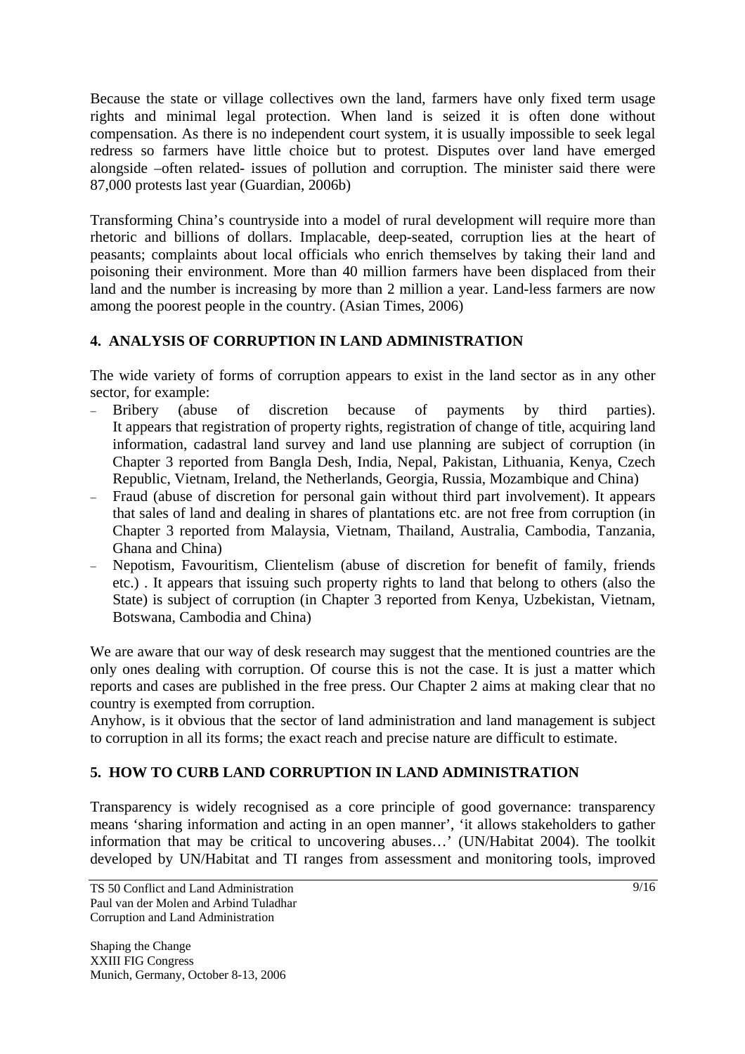Because the state or village collectives own the land, farmers have only fixed term usage rights and minimal legal protection. When land is seized it is often done without compensation. As there is no independent court system, it is usually impossible to seek legal redress so farmers have little choice but to protest. Disputes over land have emerged alongside –often related- issues of pollution and corruption. The minister said there were 87,000 protests last year (Guardian, 2006b)

Transforming China's countryside into a model of rural development will require more than rhetoric and billions of dollars. Implacable, deep-seated, corruption lies at the heart of peasants; complaints about local officials who enrich themselves by taking their land and poisoning their environment. More than 40 million farmers have been displaced from their land and the number is increasing by more than 2 million a year. Land-less farmers are now among the poorest people in the country. (Asian Times, 2006)

## 4. ANALYSIS OF CORRUPTION IN LAND ADMINISTRATION

The wide variety of forms of corruption appears to exist in the land sector as in any other sector, for example:

- Bribery (abuse of discretion because of payments by third parties). It appears that registration of property rights, registration of change of title, acquiring land information, cadastral land survey and land use planning are subject of corruption (in Chapter 3 reported from Bangla Desh, India, Nepal, Pakistan, Lithuania, Kenya, Czech Republic, Vietnam, Ireland, the Netherlands, Georgia, Russia, Mozambique and China)
- Fraud (abuse of discretion for personal gain without third part involvement). It appears that sales of land and dealing in shares of plantations etc. are not free from corruption (in Chapter 3 reported from Malaysia, Vietnam, Thailand, Australia, Cambodia, Tanzania, Ghana and China)
- Nepotism, Favouritism, Clientelism (abuse of discretion for benefit of family, friends etc.) . It appears that issuing such property rights to land that belong to others (also the State) is subject of corruption (in Chapter 3 reported from Kenya, Uzbekistan, Vietnam, Botswana, Cambodia and China)

We are aware that our way of desk research may suggest that the mentioned countries are the only ones dealing with corruption. Of course this is not the case. It is just a matter which reports and cases are published in the free press. Our Chapter 2 aims at making clear that no country is exempted from corruption.
Anyhow, is it obvious that the sector of land administration and land management is subject to corruption in all its forms; the exact reach and precise nature are difficult to estimate.

## 5. HOW TO CURB LAND CORRUPTION IN LAND ADMINISTRATION

Transparency is widely recognised as a core principle of good governance: transparency means 'sharing information and acting in an open manner', 'it allows stakeholders to gather information that may be critical to uncovering abuses…' (UN/Habitat 2004). The toolkit developed by UN/Habitat and TI ranges from assessment and monitoring tools, improved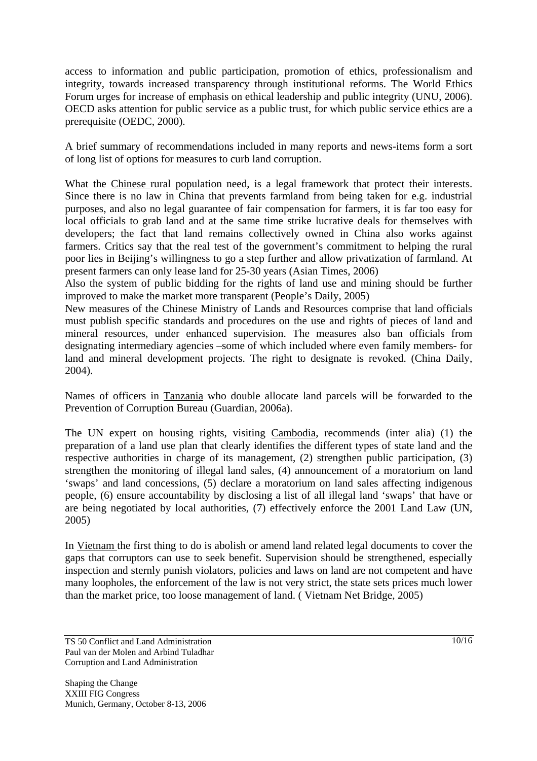access to information and public participation, promotion of ethics, professionalism and integrity, towards increased transparency through institutional reforms. The World Ethics Forum urges for increase of emphasis on ethical leadership and public integrity (UNU, 2006). OECD asks attention for public service as a public trust, for which public service ethics are a prerequisite (OEDC, 2000).

A brief summary of recommendations included in many reports and news-items form a sort of long list of options for measures to curb land corruption.

What the Chinese rural population need, is a legal framework that protect their interests. Since there is no law in China that prevents farmland from being taken for e.g. industrial purposes, and also no legal guarantee of fair compensation for farmers, it is far too easy for local officials to grab land and at the same time strike lucrative deals for themselves with developers; the fact that land remains collectively owned in China also works against farmers. Critics say that the real test of the government's commitment to helping the rural poor lies in Beijing's willingness to go a step further and allow privatization of farmland. At present farmers can only lease land for 25-30 years (Asian Times, 2006)
Also the system of public bidding for the rights of land use and mining should be further improved to make the market more transparent (People's Daily, 2005)
New measures of the Chinese Ministry of Lands and Resources comprise that land officials must publish specific standards and procedures on the use and rights of pieces of land and mineral resources, under enhanced supervision. The measures also ban officials from designating intermediary agencies –some of which included where even family members- for land and mineral development projects. The right to designate is revoked. (China Daily, 2004).

Names of officers in Tanzania who double allocate land parcels will be forwarded to the Prevention of Corruption Bureau (Guardian, 2006a).

The UN expert on housing rights, visiting Cambodia, recommends (inter alia) (1) the preparation of a land use plan that clearly identifies the different types of state land and the respective authorities in charge of its management, (2) strengthen public participation, (3) strengthen the monitoring of illegal land sales, (4) announcement of a moratorium on land 'swaps' and land concessions, (5) declare a moratorium on land sales affecting indigenous people, (6) ensure accountability by disclosing a list of all illegal land 'swaps' that have or are being negotiated by local authorities, (7) effectively enforce the 2001 Land Law (UN, 2005)

In Vietnam the first thing to do is abolish or amend land related legal documents to cover the gaps that corruptors can use to seek benefit. Supervision should be strengthened, especially inspection and sternly punish violators, policies and laws on land are not competent and have many loopholes, the enforcement of the law is not very strict, the state sets prices much lower than the market price, too loose management of land. ( Vietnam Net Bridge, 2005)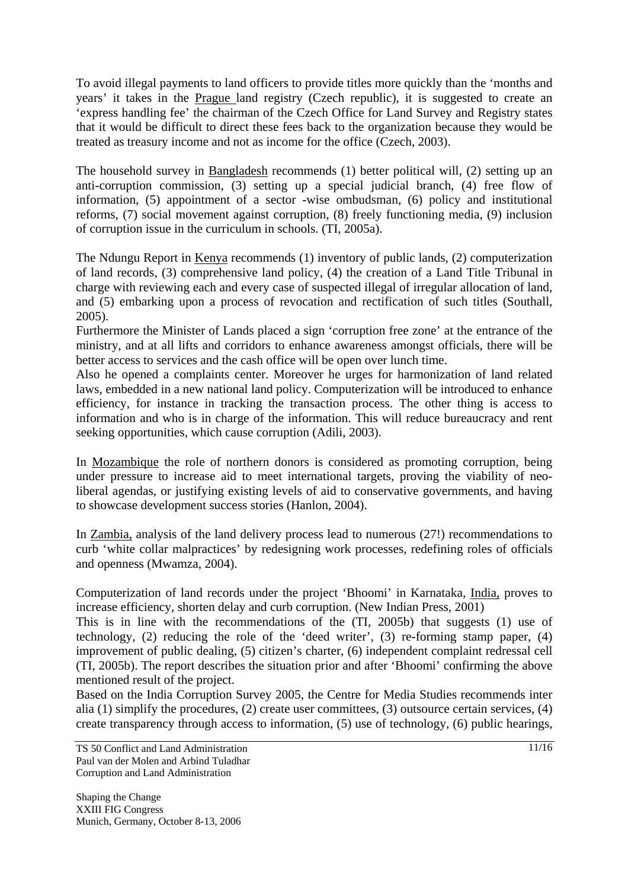To avoid illegal payments to land officers to provide titles more quickly than the 'months and years' it takes in the Prague land registry (Czech republic), it is suggested to create an 'express handling fee' the chairman of the Czech Office for Land Survey and Registry states that it would be difficult to direct these fees back to the organization because they would be treated as treasury income and not as income for the office (Czech, 2003).

The household survey in Bangladesh recommends (1) better political will, (2) setting up an anti-corruption commission, (3) setting up a special judicial branch, (4) free flow of information, (5) appointment of a sector -wise ombudsman, (6) policy and institutional reforms, (7) social movement against corruption, (8) freely functioning media, (9) inclusion of corruption issue in the curriculum in schools. (TI, 2005a).

The Ndungu Report in Kenya recommends (1) inventory of public lands, (2) computerization of land records, (3) comprehensive land policy, (4) the creation of a Land Title Tribunal in charge with reviewing each and every case of suspected illegal of irregular allocation of land, and (5) embarking upon a process of revocation and rectification of such titles (Southall, 2005).
Furthermore the Minister of Lands placed a sign 'corruption free zone' at the entrance of the ministry, and at all lifts and corridors to enhance awareness amongst officials, there will be better access to services and the cash office will be open over lunch time.
Also he opened a complaints center. Moreover he urges for harmonization of land related laws, embedded in a new national land policy. Computerization will be introduced to enhance efficiency, for instance in tracking the transaction process. The other thing is access to information and who is in charge of the information. This will reduce bureaucracy and rent seeking opportunities, which cause corruption (Adili, 2003).

In Mozambique the role of northern donors is considered as promoting corruption, being under pressure to increase aid to meet international targets, proving the viability of neo-liberal agendas, or justifying existing levels of aid to conservative governments, and having to showcase development success stories (Hanlon, 2004).

In Zambia, analysis of the land delivery process lead to numerous (27!) recommendations to curb 'white collar malpractices' by redesigning work processes, redefining roles of officials and openness (Mwamza, 2004).

Computerization of land records under the project 'Bhoomi' in Karnataka, India, proves to increase efficiency, shorten delay and curb corruption. (New Indian Press, 2001)
This is in line with the recommendations of the (TI, 2005b) that suggests (1) use of technology, (2) reducing the role of the 'deed writer', (3) re-forming stamp paper, (4) improvement of public dealing, (5) citizen's charter, (6) independent complaint redressal cell (TI, 2005b). The report describes the situation prior and after 'Bhoomi' confirming the above mentioned result of the project.
Based on the India Corruption Survey 2005, the Centre for Media Studies recommends inter alia (1) simplify the procedures, (2) create user committees, (3) outsource certain services, (4) create transparency through access to information, (5) use of technology, (6) public hearings,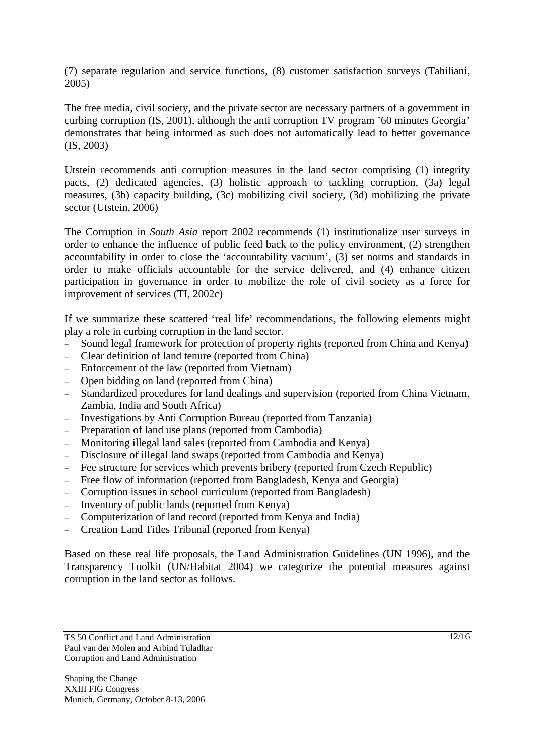(7) separate regulation and service functions, (8) customer satisfaction surveys (Tahiliani, 2005)

The free media, civil society, and the private sector are necessary partners of a government in curbing corruption (IS, 2001), although the anti corruption TV program '60 minutes Georgia' demonstrates that being informed as such does not automatically lead to better governance (IS, 2003)

Utstein recommends anti corruption measures in the land sector comprising (1) integrity pacts, (2) dedicated agencies, (3) holistic approach to tackling corruption, (3a) legal measures, (3b) capacity building, (3c) mobilizing civil society, (3d) mobilizing the private sector (Utstein, 2006)

The Corruption in *South Asia* report 2002 recommends (1) institutionalize user surveys in order to enhance the influence of public feed back to the policy environment, (2) strengthen accountability in order to close the 'accountability vacuum', (3) set norms and standards in order to make officials accountable for the service delivered, and (4) enhance citizen participation in governance in order to mobilize the role of civil society as a force for improvement of services (TI, 2002c)

If we summarize these scattered 'real life' recommendations, the following elements might play a role in curbing corruption in the land sector.

- Sound legal framework for protection of property rights (reported from China and Kenya)
- Clear definition of land tenure (reported from China)
- Enforcement of the law (reported from Vietnam)
- Open bidding on land (reported from China)
- Standardized procedures for land dealings and supervision (reported from China Vietnam, Zambia, India and South Africa)
- Investigations by Anti Corruption Bureau (reported from Tanzania)
- Preparation of land use plans (reported from Cambodia)
- Monitoring illegal land sales (reported from Cambodia and Kenya)
- Disclosure of illegal land swaps (reported from Cambodia and Kenya)
- Fee structure for services which prevents bribery (reported from Czech Republic)
- Free flow of information (reported from Bangladesh, Kenya and Georgia)
- Corruption issues in school curriculum (reported from Bangladesh)
- Inventory of public lands (reported from Kenya)
- Computerization of land record (reported from Kenya and India)
- Creation Land Titles Tribunal (reported from Kenya)

Based on these real life proposals, the Land Administration Guidelines (UN 1996), and the Transparency Toolkit (UN/Habitat 2004) we categorize the potential measures against corruption in the land sector as follows.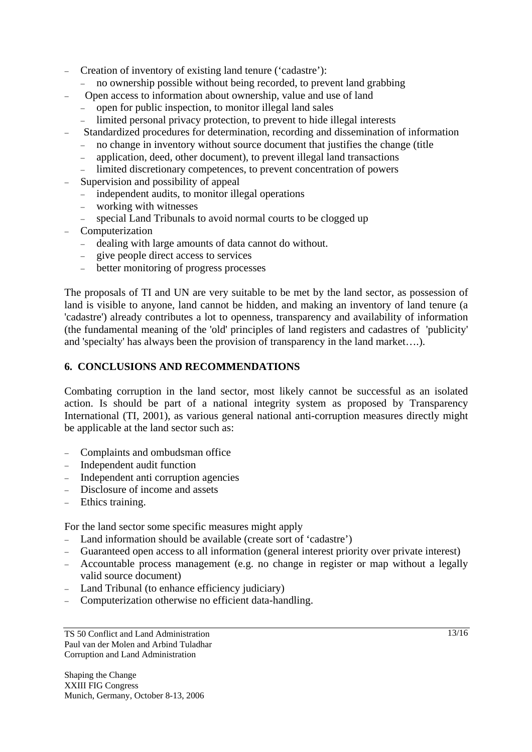- Creation of inventory of existing land tenure ('cadastre'):
  - no ownership possible without being recorded, to prevent land grabbing
- Open access to information about ownership, value and use of land
  - open for public inspection, to monitor illegal land sales
  - limited personal privacy protection, to prevent to hide illegal interests
- Standardized procedures for determination, recording and dissemination of information
  - no change in inventory without source document that justifies the change (title
  - application, deed, other document), to prevent illegal land transactions
  - limited discretionary competences, to prevent concentration of powers
- Supervision and possibility of appeal
  - independent audits, to monitor illegal operations
  - working with witnesses
  - special Land Tribunals to avoid normal courts to be clogged up
- Computerization
  - dealing with large amounts of data cannot do without.
  - give people direct access to services
  - better monitoring of progress processes

The proposals of TI and UN are very suitable to be met by the land sector, as possession of land is visible to anyone, land cannot be hidden, and making an inventory of land tenure (a 'cadastre') already contributes a lot to openness, transparency and availability of information (the fundamental meaning of the 'old' principles of land registers and cadastres of 'publicity' and 'specialty' has always been the provision of transparency in the land market….).

## 6. CONCLUSIONS AND RECOMMENDATIONS

Combating corruption in the land sector, most likely cannot be successful as an isolated action. Is should be part of a national integrity system as proposed by Transparency International (TI, 2001), as various general national anti-corruption measures directly might be applicable at the land sector such as:

- Complaints and ombudsman office
- Independent audit function
- Independent anti corruption agencies
- Disclosure of income and assets
- Ethics training.

For the land sector some specific measures might apply

- Land information should be available (create sort of 'cadastre')
- Guaranteed open access to all information (general interest priority over private interest)
- Accountable process management (e.g. no change in register or map without a legally valid source document)
- Land Tribunal (to enhance efficiency judiciary)
- Computerization otherwise no efficient data-handling.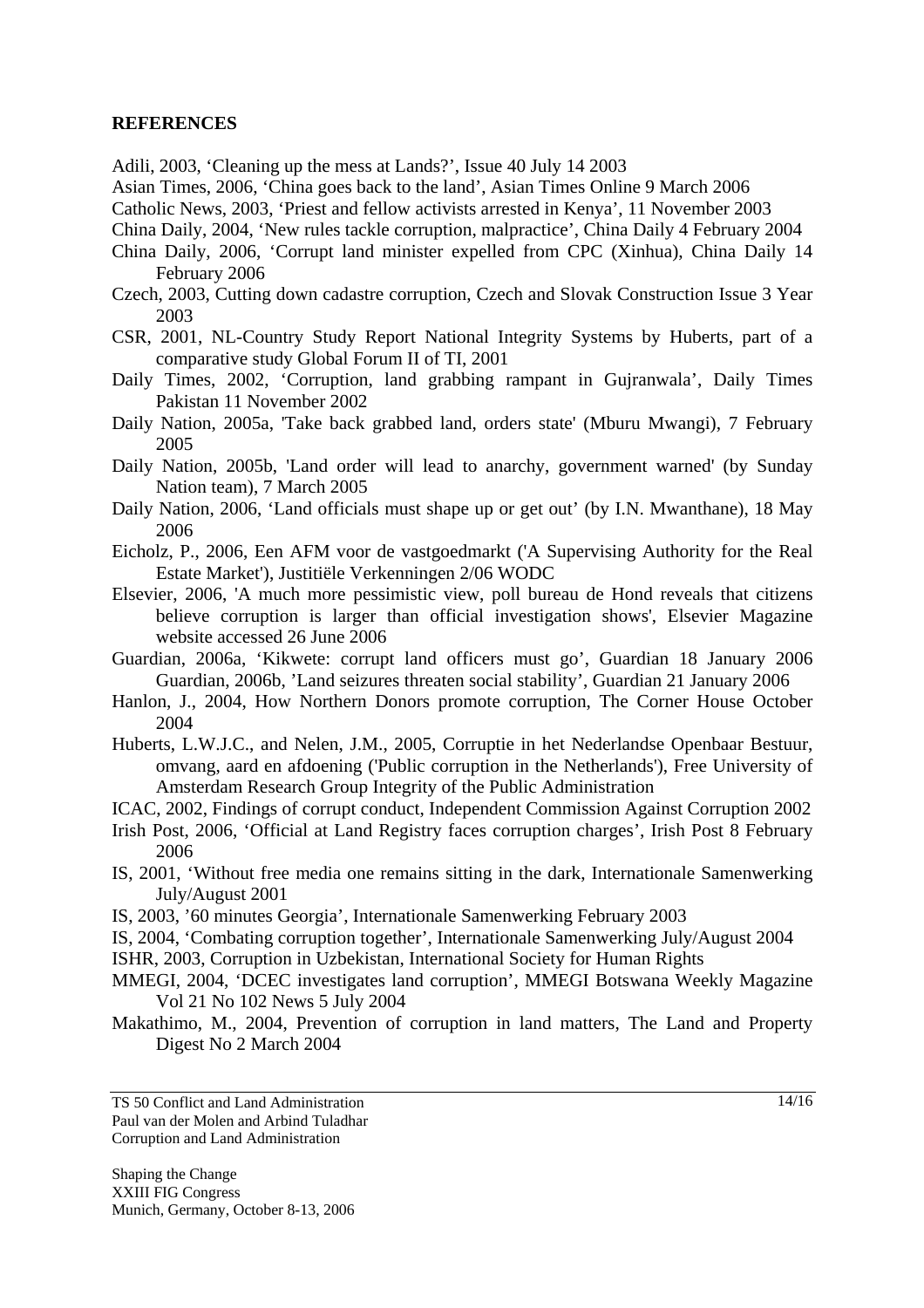**REFERENCES**

Adili, 2003, 'Cleaning up the mess at Lands?', Issue 40 July 14 2003

Asian Times, 2006, 'China goes back to the land', Asian Times Online 9 March 2006

Catholic News, 2003, 'Priest and fellow activists arrested in Kenya', 11 November 2003

China Daily, 2004, 'New rules tackle corruption, malpractice', China Daily 4 February 2004

China Daily, 2006, 'Corrupt land minister expelled from CPC (Xinhua), China Daily 14 February 2006

Czech, 2003, Cutting down cadastre corruption, Czech and Slovak Construction Issue 3 Year 2003

CSR, 2001, NL-Country Study Report National Integrity Systems by Huberts, part of a comparative study Global Forum II of TI, 2001

Daily Times, 2002, 'Corruption, land grabbing rampant in Gujranwala', Daily Times Pakistan 11 November 2002

Daily Nation, 2005a, 'Take back grabbed land, orders state' (Mburu Mwangi), 7 February 2005

Daily Nation, 2005b, 'Land order will lead to anarchy, government warned' (by Sunday Nation team), 7 March 2005

Daily Nation, 2006, 'Land officials must shape up or get out' (by I.N. Mwanthane), 18 May 2006

Eicholz, P., 2006, Een AFM voor de vastgoedmarkt ('A Supervising Authority for the Real Estate Market'), Justitiële Verkenningen 2/06 WODC

Elsevier, 2006, 'A much more pessimistic view, poll bureau de Hond reveals that citizens believe corruption is larger than official investigation shows', Elsevier Magazine website accessed 26 June 2006

Guardian, 2006a, 'Kikwete: corrupt land officers must go', Guardian 18 January 2006

Guardian, 2006b, 'Land seizures threaten social stability', Guardian 21 January 2006

Hanlon, J., 2004, How Northern Donors promote corruption, The Corner House October 2004

Huberts, L.W.J.C., and Nelen, J.M., 2005, Corruptie in het Nederlandse Openbaar Bestuur, omvang, aard en afdoening ('Public corruption in the Netherlands'), Free University of Amsterdam Research Group Integrity of the Public Administration

ICAC, 2002, Findings of corrupt conduct, Independent Commission Against Corruption 2002

Irish Post, 2006, 'Official at Land Registry faces corruption charges', Irish Post 8 February 2006

IS, 2001, 'Without free media one remains sitting in the dark, Internationale Samenwerking July/August 2001

IS, 2003, '60 minutes Georgia', Internationale Samenwerking February 2003

IS, 2004, 'Combating corruption together', Internationale Samenwerking July/August 2004

ISHR, 2003, Corruption in Uzbekistan, International Society for Human Rights

MMEGI, 2004, 'DCEC investigates land corruption', MMEGI Botswana Weekly Magazine Vol 21 No 102 News 5 July 2004

Makathimo, M., 2004, Prevention of corruption in land matters, The Land and Property Digest No 2 March 2004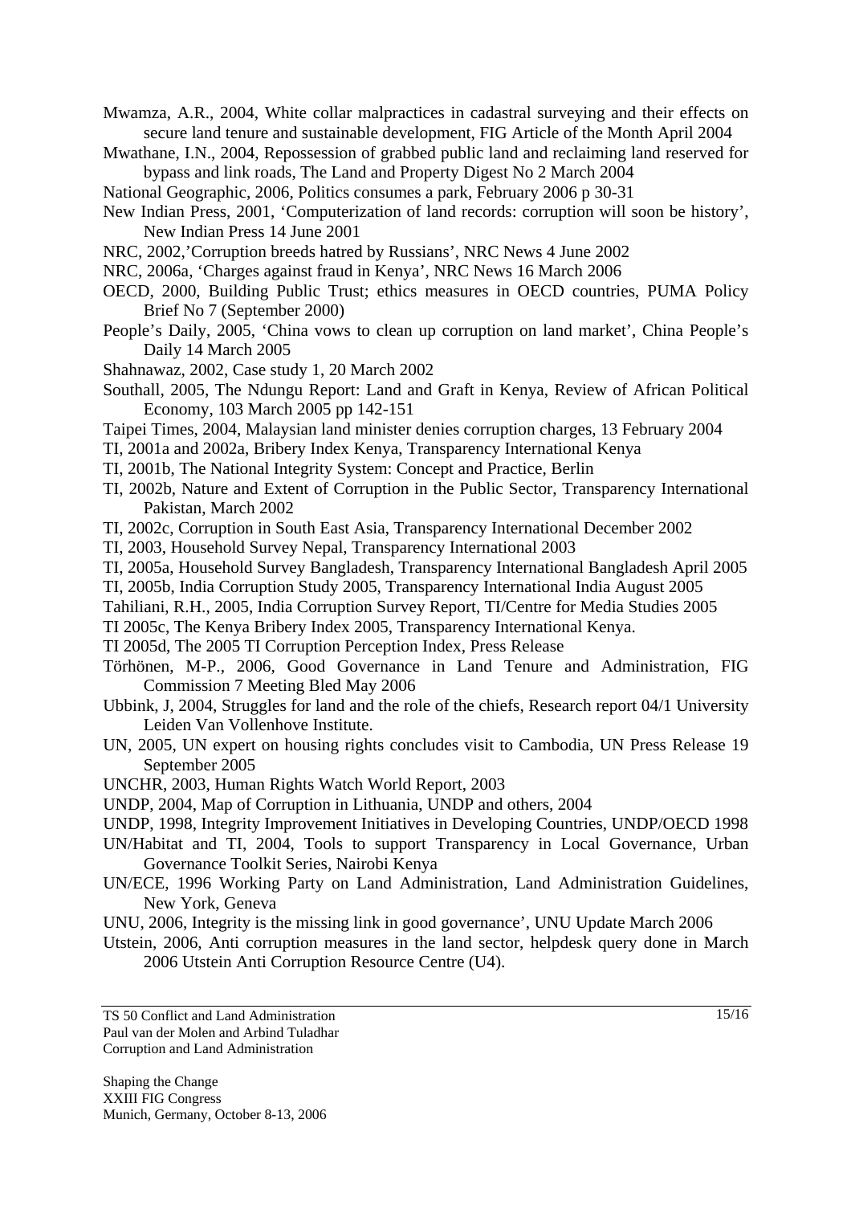Mwamza, A.R., 2004, White collar malpractices in cadastral surveying and their effects on secure land tenure and sustainable development, FIG Article of the Month April 2004

Mwathane, I.N., 2004, Repossession of grabbed public land and reclaiming land reserved for bypass and link roads, The Land and Property Digest No 2 March 2004

National Geographic, 2006, Politics consumes a park, February 2006 p 30-31

New Indian Press, 2001, 'Computerization of land records: corruption will soon be history', New Indian Press 14 June 2001

NRC, 2002,'Corruption breeds hatred by Russians', NRC News 4 June 2002

NRC, 2006a, 'Charges against fraud in Kenya', NRC News 16 March 2006

OECD, 2000, Building Public Trust; ethics measures in OECD countries, PUMA Policy Brief No 7 (September 2000)

People's Daily, 2005, 'China vows to clean up corruption on land market', China People's Daily 14 March 2005

Shahnawaz, 2002, Case study 1, 20 March 2002

Southall, 2005, The Ndungu Report: Land and Graft in Kenya, Review of African Political Economy, 103 March 2005 pp 142-151

Taipei Times, 2004, Malaysian land minister denies corruption charges, 13 February 2004

TI, 2001a and 2002a, Bribery Index Kenya, Transparency International Kenya

TI, 2001b, The National Integrity System: Concept and Practice, Berlin

TI, 2002b, Nature and Extent of Corruption in the Public Sector, Transparency International Pakistan, March 2002

TI, 2002c, Corruption in South East Asia, Transparency International December 2002

TI, 2003, Household Survey Nepal, Transparency International 2003

TI, 2005a, Household Survey Bangladesh, Transparency International Bangladesh April 2005

TI, 2005b, India Corruption Study 2005, Transparency International India August 2005

Tahiliani, R.H., 2005, India Corruption Survey Report, TI/Centre for Media Studies 2005

TI 2005c, The Kenya Bribery Index 2005, Transparency International Kenya.

TI 2005d, The 2005 TI Corruption Perception Index, Press Release

Törhönen, M-P., 2006, Good Governance in Land Tenure and Administration, FIG Commission 7 Meeting Bled May 2006

Ubbink, J, 2004, Struggles for land and the role of the chiefs, Research report 04/1 University Leiden Van Vollenhove Institute.

UN, 2005, UN expert on housing rights concludes visit to Cambodia, UN Press Release 19 September 2005

UNCHR, 2003, Human Rights Watch World Report, 2003

UNDP, 2004, Map of Corruption in Lithuania, UNDP and others, 2004

UNDP, 1998, Integrity Improvement Initiatives in Developing Countries, UNDP/OECD 1998

UN/Habitat and TI, 2004, Tools to support Transparency in Local Governance, Urban Governance Toolkit Series, Nairobi Kenya

UN/ECE, 1996 Working Party on Land Administration, Land Administration Guidelines, New York, Geneva

UNU, 2006, Integrity is the missing link in good governance', UNU Update March 2006

Utstein, 2006, Anti corruption measures in the land sector, helpdesk query done in March 2006 Utstein Anti Corruption Resource Centre (U4).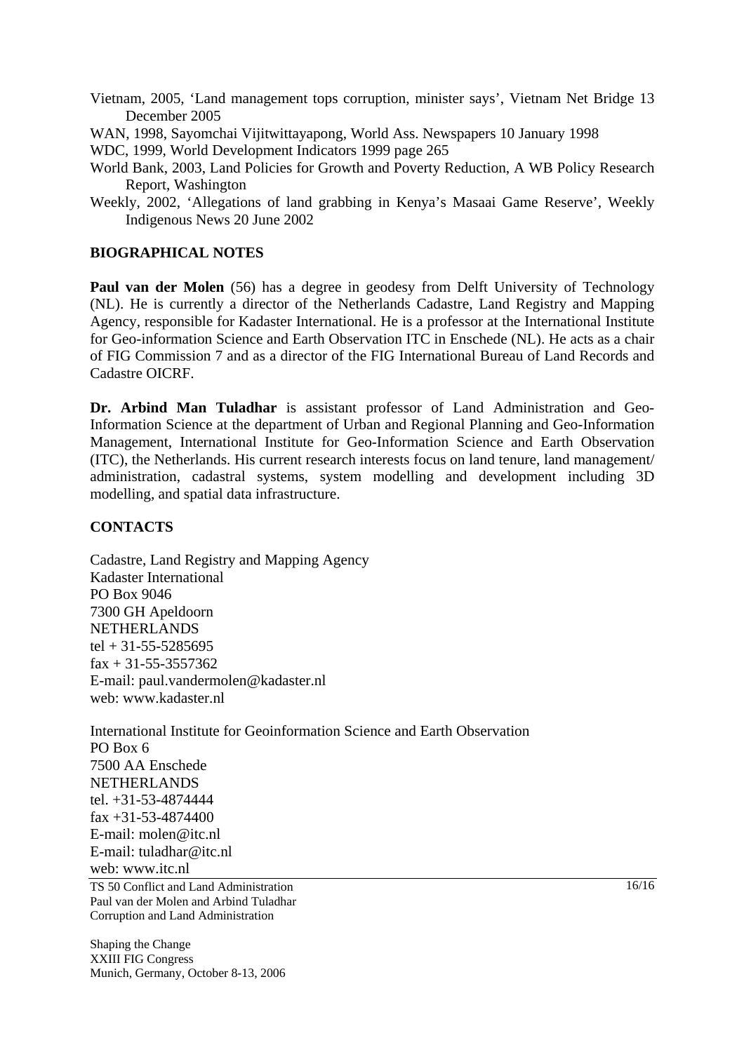Vietnam, 2005, 'Land management tops corruption, minister says', Vietnam Net Bridge 13 December 2005

WAN, 1998, Sayomchai Vijitwittayapong, World Ass. Newspapers 10 January 1998

WDC, 1999, World Development Indicators 1999 page 265

World Bank, 2003, Land Policies for Growth and Poverty Reduction, A WB Policy Research Report, Washington

Weekly, 2002, 'Allegations of land grabbing in Kenya's Masaai Game Reserve', Weekly Indigenous News 20 June 2002

## BIOGRAPHICAL NOTES

**Paul van der Molen** (56) has a degree in geodesy from Delft University of Technology (NL). He is currently a director of the Netherlands Cadastre, Land Registry and Mapping Agency, responsible for Kadaster International. He is a professor at the International Institute for Geo-information Science and Earth Observation ITC in Enschede (NL). He acts as a chair of FIG Commission 7 and as a director of the FIG International Bureau of Land Records and Cadastre OICRF.

**Dr. Arbind Man Tuladhar** is assistant professor of Land Administration and Geo-Information Science at the department of Urban and Regional Planning and Geo-Information Management, International Institute for Geo-Information Science and Earth Observation (ITC), the Netherlands. His current research interests focus on land tenure, land management/ administration, cadastral systems, system modelling and development including 3D modelling, and spatial data infrastructure.

## CONTACTS

Cadastre, Land Registry and Mapping Agency
Kadaster International
PO Box 9046
7300 GH Apeldoorn
NETHERLANDS
tel + 31-55-5285695
fax + 31-55-3557362
E-mail: paul.vandermolen@kadaster.nl
web: www.kadaster.nl

International Institute for Geoinformation Science and Earth Observation
PO Box 6
7500 AA Enschede
NETHERLANDS
tel. +31-53-4874444
fax +31-53-4874400
E-mail: molen@itc.nl
E-mail: tuladhar@itc.nl
web: www.itc.nl